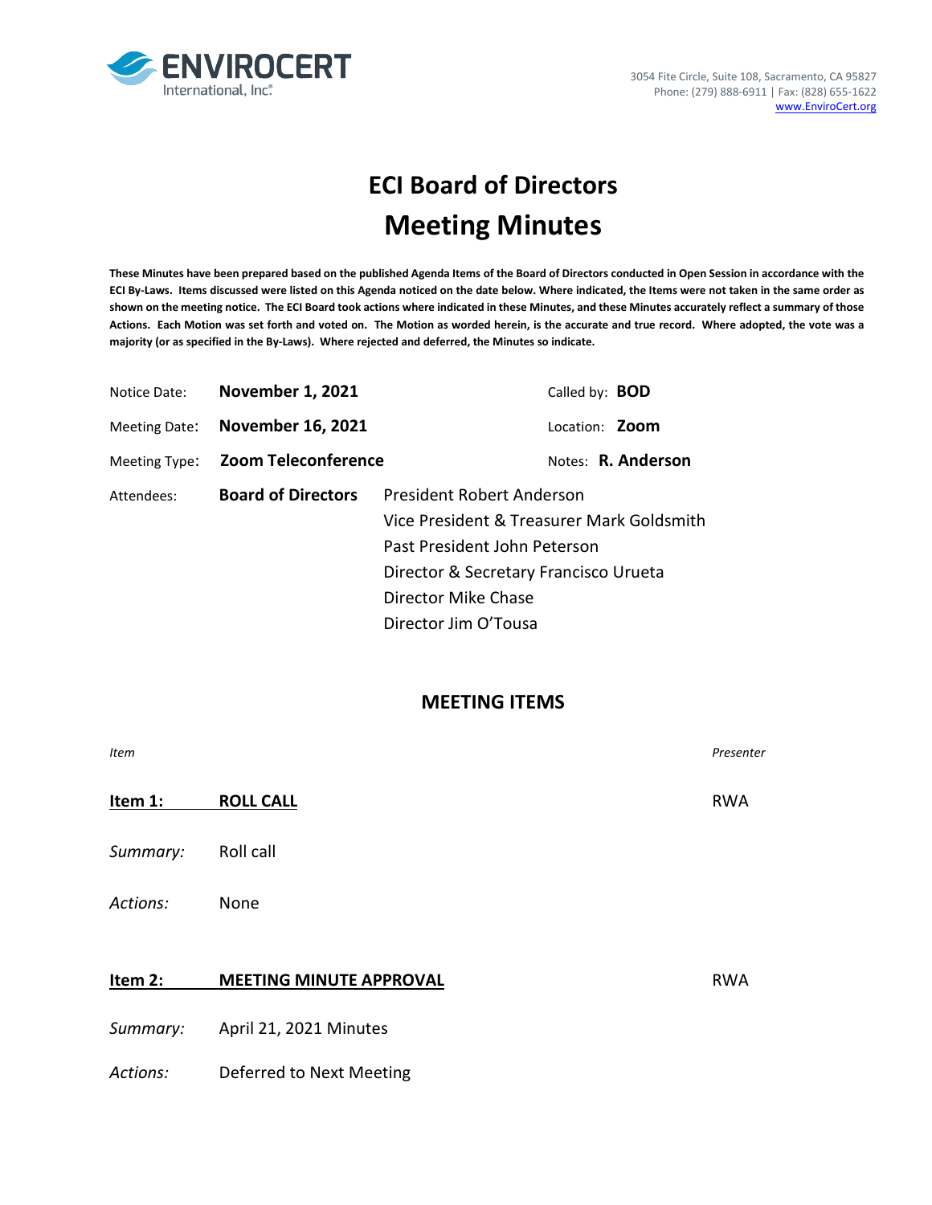ENVIROCERT International, Inc.

3054 Fite Circle, Suite 108, Sacramento, CA 95827
Phone: (279) 888-6911 | Fax: (828) 655-1622
www.EnviroCert.org

# ECI Board of Directors
# Meeting Minutes

**These Minutes have been prepared based on the published Agenda Items of the Board of Directors conducted in Open Session in accordance with the ECI By-Laws. Items discussed were listed on this Agenda noticed on the date below. Where indicated, the Items were not taken in the same order as shown on the meeting notice. The ECI Board took actions where indicated in these Minutes, and these Minutes accurately reflect a summary of those Actions. Each Motion was set forth and voted on. The Motion as worded herein, is the accurate and true record. Where adopted, the vote was a majority (or as specified in the By-Laws). Where rejected and deferred, the Minutes so indicate.**

Notice Date: **November 1, 2021** Called by: **BOD**

Meeting Date: **November 16, 2021** Location: **Zoom**

Meeting Type: **Zoom Teleconference** Notes: **R. Anderson**

Attendees: **Board of Directors**
- President Robert Anderson
- Vice President & Treasurer Mark Goldsmith
- Past President John Peterson
- Director & Secretary Francisco Urueta
- Director Mike Chase
- Director Jim O'Tousa

## MEETING ITEMS

*Item* *Presenter*

**Item 1: ROLL CALL** RWA

*Summary:* Roll call

*Actions:* None

**Item 2: MEETING MINUTE APPROVAL** RWA

*Summary:* April 21, 2021 Minutes

*Actions:* Deferred to Next Meeting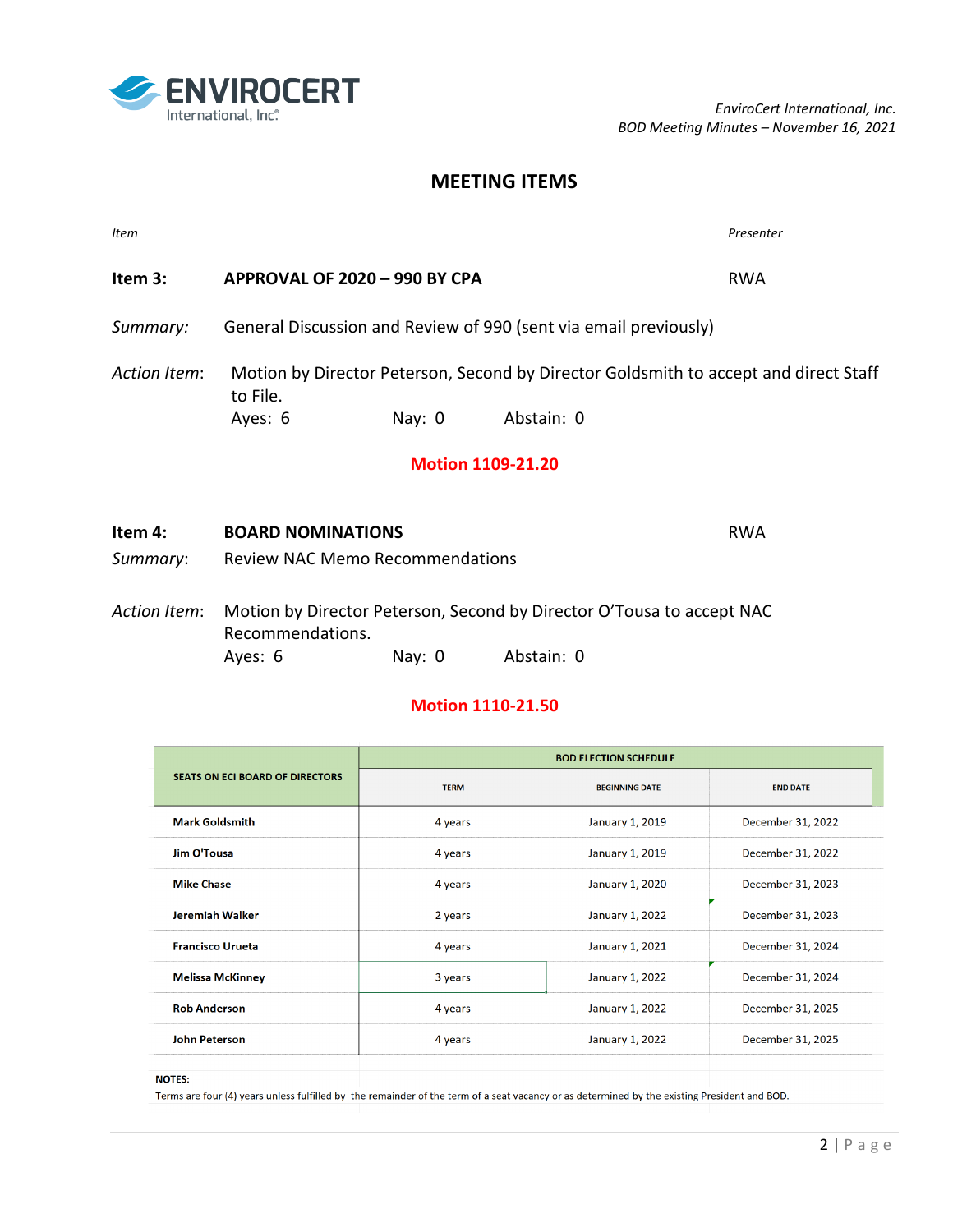## MEETING ITEMS

*Item* *Presenter*

**Item 3:** **APPROVAL OF 2020 – 990 BY CPA** RWA

*Summary:* General Discussion and Review of 990 (sent via email previously)

*Action Item*: Motion by Director Peterson, Second by Director Goldsmith to accept and direct Staff to File.

Ayes: 6 Nay: 0 Abstain: 0

**Motion 1109-21.20**

**Item 4:** **BOARD NOMINATIONS** RWA

*Summary*: Review NAC Memo Recommendations

*Action Item*: Motion by Director Peterson, Second by Director O'Tousa to accept NAC Recommendations.

Ayes: 6 Nay: 0 Abstain: 0

**Motion 1110-21.50**

| SEATS ON ECI BOARD OF DIRECTORS | BOD ELECTION SCHEDULE | | |
|---|---|---|---|
| | TERM | BEGINNING DATE | END DATE |
| Mark Goldsmith | 4 years | January 1, 2019 | December 31, 2022 |
| Jim O'Tousa | 4 years | January 1, 2019 | December 31, 2022 |
| Mike Chase | 4 years | January 1, 2020 | December 31, 2023 |
| Jeremiah Walker | 2 years | January 1, 2022 | December 31, 2023 |
| Francisco Urueta | 4 years | January 1, 2021 | December 31, 2024 |
| Melissa McKinney | 3 years | January 1, 2022 | December 31, 2024 |
| Rob Anderson | 4 years | January 1, 2022 | December 31, 2025 |
| John Peterson | 4 years | January 1, 2022 | December 31, 2025 |

NOTES:
Terms are four (4) years unless fulfilled by the remainder of the term of a seat vacancy or as determined by the existing President and BOD.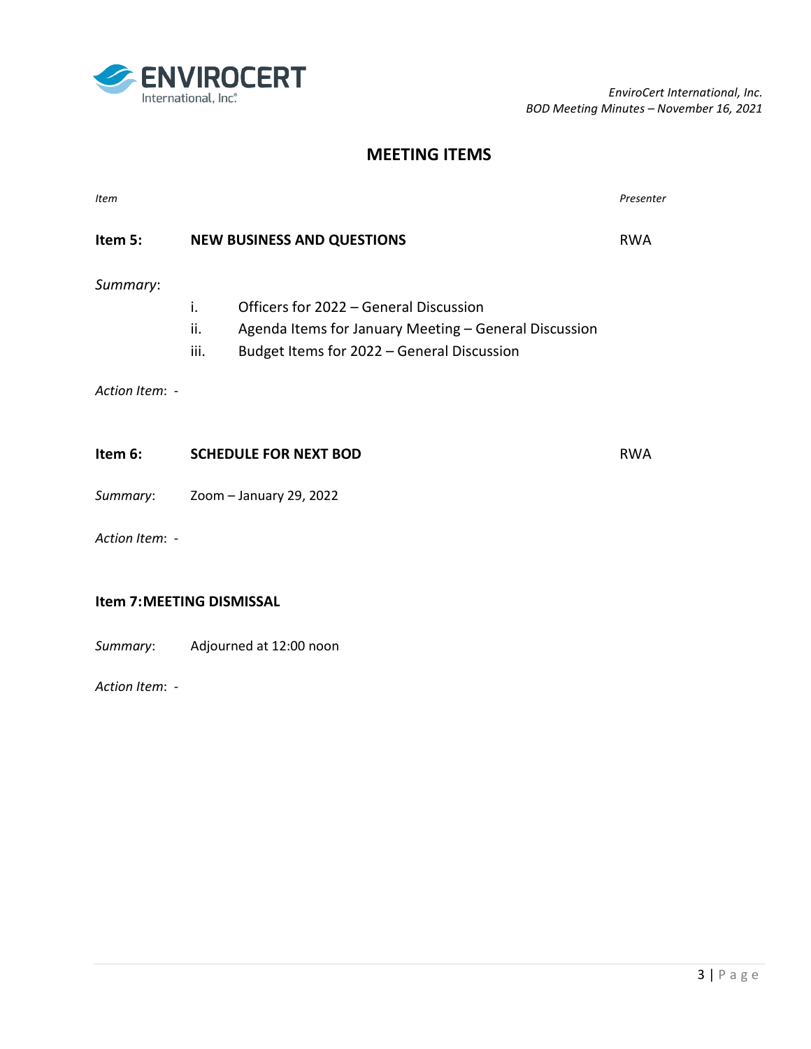## MEETING ITEMS

*Item* *Presenter*

**Item 5: NEW BUSINESS AND QUESTIONS** RWA

*Summary*:

- i. Officers for 2022 – General Discussion
- ii. Agenda Items for January Meeting – General Discussion
- iii. Budget Items for 2022 – General Discussion

*Action Item*: -

**Item 6: SCHEDULE FOR NEXT BOD** RWA

*Summary*: Zoom – January 29, 2022

*Action Item*: -

**Item 7: MEETING DISMISSAL**

*Summary*: Adjourned at 12:00 noon

*Action Item*: -